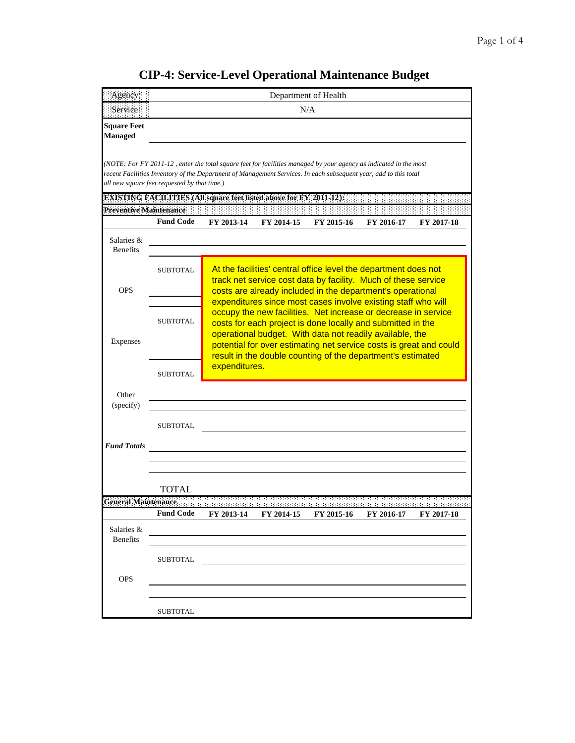# CIP-4: Service-Level Operational Maintenance Budget

| Agency: | Department of Health |
|---|---|
| Service: | N/A |

**Square Feet Managed**

*(NOTE: For FY 2011-12 , enter the total square feet for facilities managed by your agency as indicated in the most recent Facilities Inventory of the Department of Management Services. In each subsequent year, add to this total all new square feet requested by that time.)*

**EXISTING FACILITIES (All square feet listed above for FY 2011-12):**

**Preventive Maintenance**

| | Fund Code | FY 2013-14 | FY 2014-15 | FY 2015-16 | FY 2016-17 | FY 2017-18 |
|---|---|---|---|---|---|---|
| Salaries & Benefits | | | | | | |
| | SUBTOTAL | | | | | |
| OPS | | | | | | |
| | SUBTOTAL | | | | | |
| Expenses | | | | | | |
| | SUBTOTAL | | | | | |
| Other (specify) | | | | | | |
| | SUBTOTAL | | | | | |
| *Fund Totals* | | | | | | |
| | TOTAL | | | | | |

At the facilities' central office level the department does not track net service cost data by facility. Much of these service costs are already included in the department's operational expenditures since most cases involve existing staff who will occupy the new facilities. Net increase or decrease in service costs for each project is done locally and submitted in the operational budget. With data not readily available, the potential for over estimating net service costs is great and could result in the double counting of the department's estimated expenditures.

**General Maintenance**

| | Fund Code | FY 2013-14 | FY 2014-15 | FY 2015-16 | FY 2016-17 | FY 2017-18 |
|---|---|---|---|---|---|---|
| Salaries & Benefits | | | | | | |
| | SUBTOTAL | | | | | |
| OPS | | | | | | |
| | SUBTOTAL | | | | | |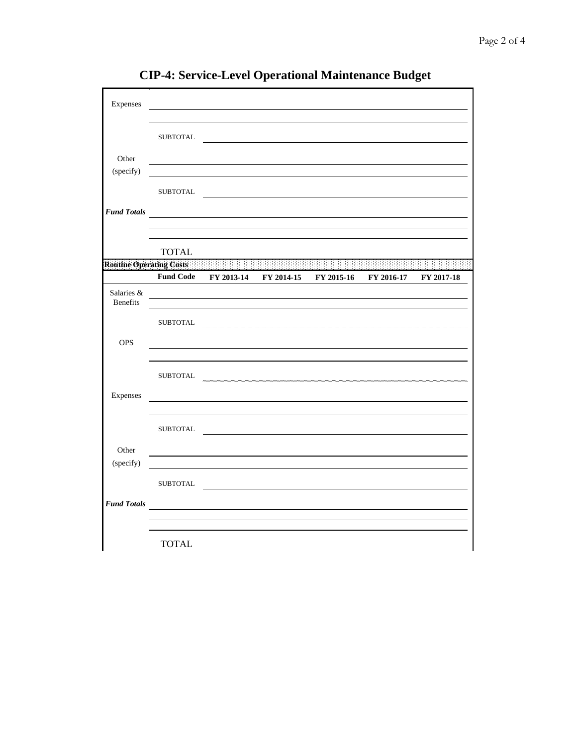# CIP-4: Service-Level Operational Maintenance Budget

| | | | | | | |
|---|---|---|---|---|---|---|
| Expenses | | | | | | |
| | | | | | | |
| | SUBTOTAL | | | | | |
| Other (specify) | | | | | | |
| | | | | | | |
| | SUBTOTAL | | | | | |
| ***Fund Totals*** | | | | | | |
| | | | | | | |
| | | | | | | |
| | TOTAL | | | | | |

**Routine Operating Costs**

| | Fund Code | FY 2013-14 | FY 2014-15 | FY 2015-16 | FY 2016-17 | FY 2017-18 |
|---|---|---|---|---|---|---|
| Salaries & Benefits | | | | | | |
| | | | | | | |
| | SUBTOTAL | | | | | |
| OPS | | | | | | |
| | | | | | | |
| | SUBTOTAL | | | | | |
| Expenses | | | | | | |
| | | | | | | |
| | SUBTOTAL | | | | | |
| Other (specify) | | | | | | |
| | | | | | | |
| | SUBTOTAL | | | | | |
| ***Fund Totals*** | | | | | | |
| | | | | | | |
| | | | | | | |
| | TOTAL | | | | | |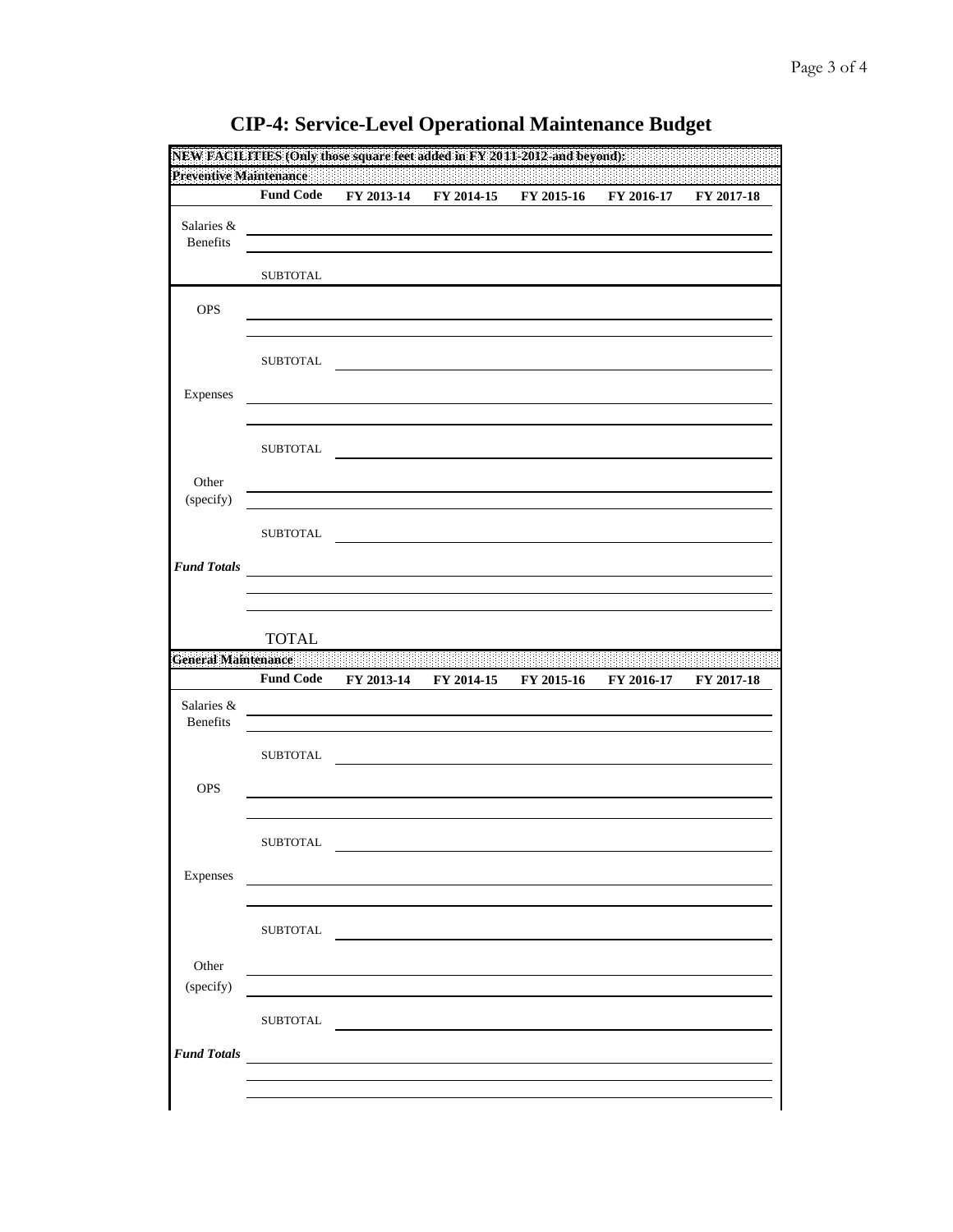# CIP-4: Service-Level Operational Maintenance Budget

**NEW FACILITIES (Only those square feet added in FY 2011-2012 and beyond):**

**Preventive Maintenance**

| | Fund Code | FY 2013-14 | FY 2014-15 | FY 2015-16 | FY 2016-17 | FY 2017-18 |
|---|---|---|---|---|---|---|
| Salaries & Benefits | | | | | | |
| | | | | | | |
| | SUBTOTAL | | | | | |
| OPS | | | | | | |
| | | | | | | |
| | SUBTOTAL | | | | | |
| Expenses | | | | | | |
| | | | | | | |
| | SUBTOTAL | | | | | |
| Other (specify) | | | | | | |
| | | | | | | |
| | SUBTOTAL | | | | | |
| ***Fund Totals*** | | | | | | |
| | | | | | | |
| | | | | | | |
| | TOTAL | | | | | |

**General Maintenance**

| | Fund Code | FY 2013-14 | FY 2014-15 | FY 2015-16 | FY 2016-17 | FY 2017-18 |
|---|---|---|---|---|---|---|
| Salaries & Benefits | | | | | | |
| | | | | | | |
| | SUBTOTAL | | | | | |
| OPS | | | | | | |
| | | | | | | |
| | SUBTOTAL | | | | | |
| Expenses | | | | | | |
| | | | | | | |
| | SUBTOTAL | | | | | |
| Other (specify) | | | | | | |
| | | | | | | |
| | SUBTOTAL | | | | | |
| ***Fund Totals*** | | | | | | |
| | | | | | | |
| | | | | | | |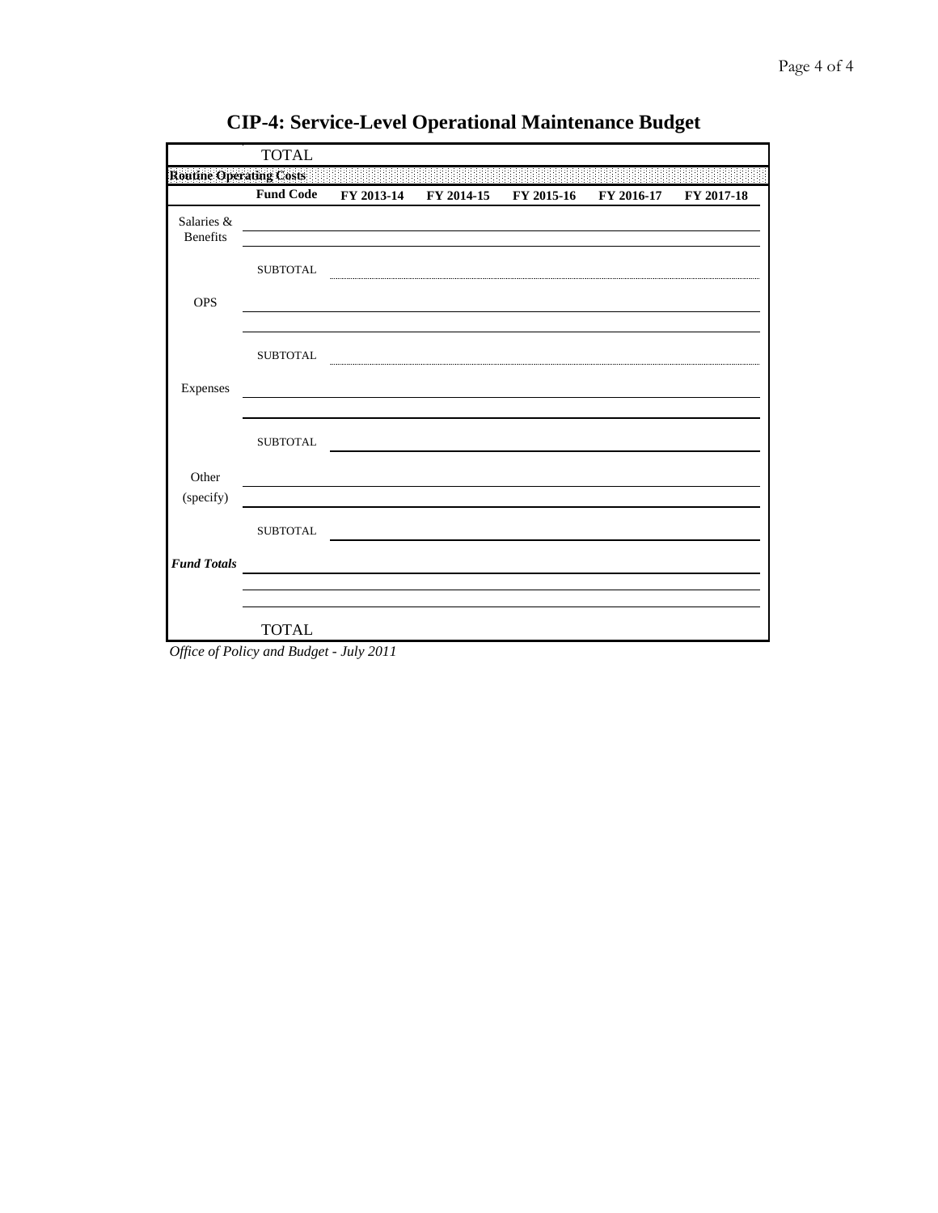# CIP-4: Service-Level Operational Maintenance Budget

| | TOTAL | | | | | |
|---|---|---|---|---|---|---|
| **Routine Operating Costs** | | | | | | |
| | **Fund Code** | **FY 2013-14** | **FY 2014-15** | **FY 2015-16** | **FY 2016-17** | **FY 2017-18** |
| Salaries & Benefits | | | | | | |
| | | | | | | |
| | SUBTOTAL | | | | | |
| OPS | | | | | | |
| | | | | | | |
| | SUBTOTAL | | | | | |
| Expenses | | | | | | |
| | | | | | | |
| | SUBTOTAL | | | | | |
| Other (specify) | | | | | | |
| | | | | | | |
| | SUBTOTAL | | | | | |
| ***Fund Totals*** | | | | | | |
| | | | | | | |
| | | | | | | |
| | TOTAL | | | | | |

*Office of Policy and Budget - July 2011*